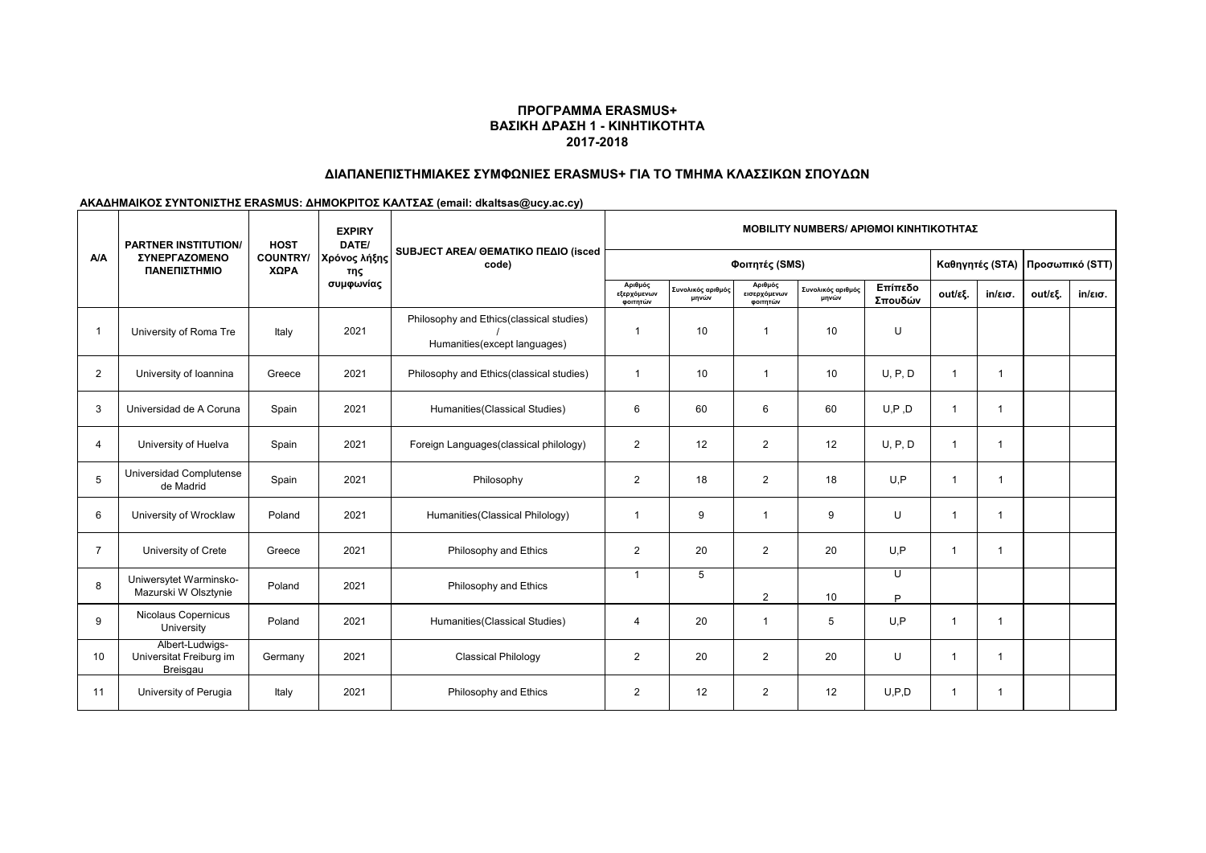**ΠΡΟΓΡΑΜΜΑ ERASMUS+**
**ΒΑΣΙΚΗ ΔΡΑΣΗ 1 - ΚΙΝΗΤΙΚΟΤΗΤΑ**
**2017-2018**

## ΔΙΑΠΑΝΕΠΙΣΤΗΜΙΑΚΕΣ ΣΥΜΦΩΝΙΕΣ ERASMUS+ ΓΙΑ ΤΟ ΤΜΗΜΑ ΚΛΑΣΣΙΚΩΝ ΣΠΟΥΔΩΝ

**ΑΚΑΔΗΜΑΙΚΟΣ ΣΥΝΤΟΝΙΣΤΗΣ ERASMUS: ΔΗΜΟΚΡΙΤΟΣ ΚΑΛΤΣΑΣ (email: dkaltsas@ucy.ac.cy)**

| A/A | PARTNER INSTITUTION/ ΣΥΝΕΡΓΑΖΟΜΕΝΟ ΠΑΝΕΠΙΣΤΗΜΙΟ | HOST COUNTRY/ ΧΩΡΑ | EXPIRY DATE/ Χρόνος λήξης της συμφωνίας | SUBJECT AREA/ ΘΕΜΑΤΙΚΟ ΠΕΔΙΟ (isced code) | MOBILITY NUMBERS/ ΑΡΙΘΜΟΙ ΚΙΝΗΤΙΚΟΤΗΤΑΣ | | | | | | | | |
|---|---|---|---|---|---|---|---|---|---|---|---|---|---|
| | | | | | Φοιτητές (SMS) | | | | | Καθηγητές (STA) | | Προσωπικό (STT) | |
| | | | | | Αριθμός εξερχόμενων φοιτητών | Συνολικός αριθμός μηνών | Αριθμός εισερχόμενων φοιτητών | Συνολικός αριθμός μηνών | Επίπεδο Σπουδών | out/εξ. | in/εισ. | out/εξ. | in/εισ. |
| 1 | University of Roma Tre | Italy | 2021 | Philosophy and Ethics(classical studies) / Humanities(except languages) | 1 | 10 | 1 | 10 | U | | | | |
| 2 | University of Ioannina | Greece | 2021 | Philosophy and Ethics(classical studies) | 1 | 10 | 1 | 10 | U, P, D | 1 | 1 | | |
| 3 | Universidad de A Coruna | Spain | 2021 | Humanities(Classical Studies) | 6 | 60 | 6 | 60 | U,P ,D | 1 | 1 | | |
| 4 | University of Huelva | Spain | 2021 | Foreign Languages(classical philology) | 2 | 12 | 2 | 12 | U, P, D | 1 | 1 | | |
| 5 | Universidad Complutense de Madrid | Spain | 2021 | Philosophy | 2 | 18 | 2 | 18 | U,P | 1 | 1 | | |
| 6 | University of Wrocklaw | Poland | 2021 | Humanities(Classical Philology) | 1 | 9 | 1 | 9 | U | 1 | 1 | | |
| 7 | University of Crete | Greece | 2021 | Philosophy and Ethics | 2 | 20 | 2 | 20 | U,P | 1 | 1 | | |
| 8 | Uniwersytet Warminsko-Mazurski W Olsztynie | Poland | 2021 | Philosophy and Ethics | 1 | 5 | 2 | 10 | U P | | | | |
| 9 | Nicolaus Copernicus University | Poland | 2021 | Humanities(Classical Studies) | 4 | 20 | 1 | 5 | U,P | 1 | 1 | | |
| 10 | Albert-Ludwigs-Universitat Freiburg im Breisgau | Germany | 2021 | Classical Philology | 2 | 20 | 2 | 20 | U | 1 | 1 | | |
| 11 | University of Perugia | Italy | 2021 | Philosophy and Ethics | 2 | 12 | 2 | 12 | U,P,D | 1 | 1 | | |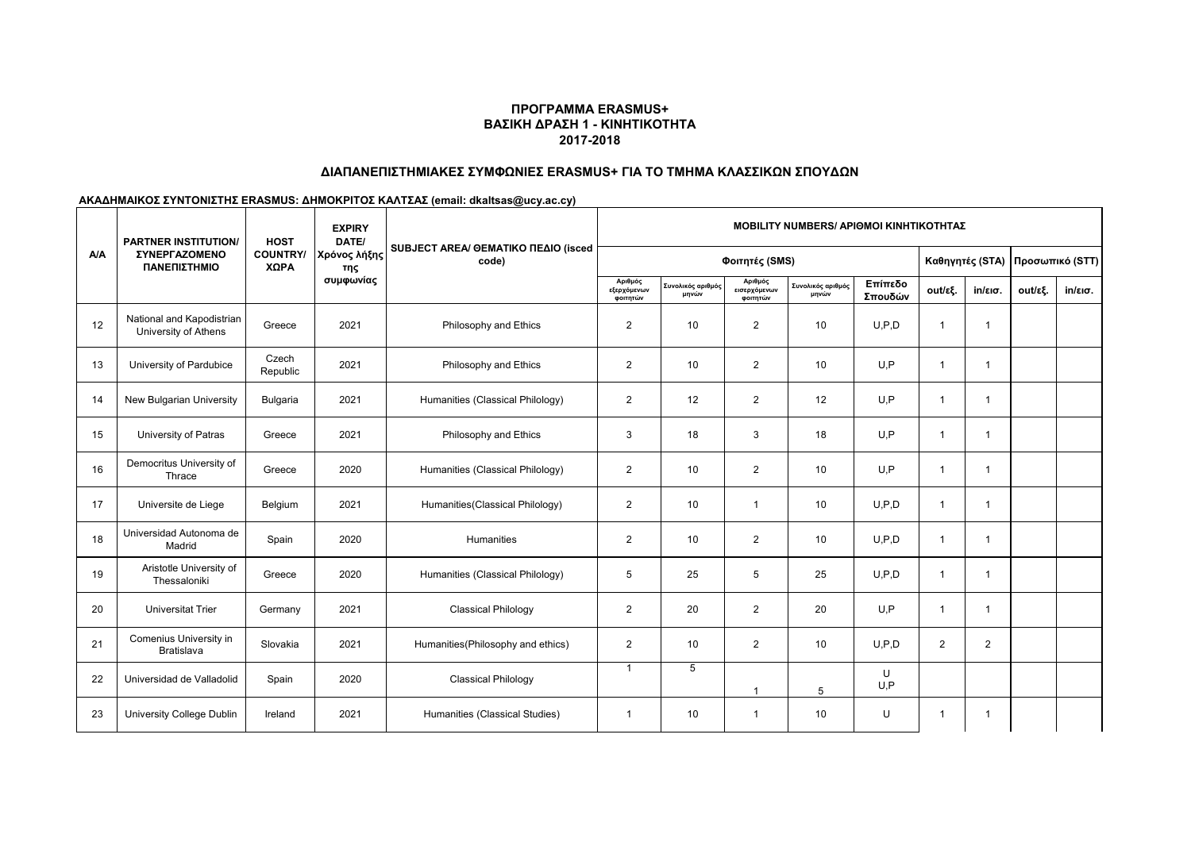**ΠΡΟΓΡΑΜΜΑ ERASMUS+**
**ΒΑΣΙΚΗ ΔΡΑΣΗ 1 - ΚΙΝΗΤΙΚΟΤΗΤΑ**
**2017-2018**

## ΔΙΑΠΑΝΕΠΙΣΤΗΜΙΑΚΕΣ ΣΥΜΦΩΝΙΕΣ ERASMUS+ ΓΙΑ ΤΟ ΤΜΗΜΑ ΚΛΑΣΣΙΚΩΝ ΣΠΟΥΔΩΝ

**ΑΚΑΔΗΜΑΙΚΟΣ ΣΥΝΤΟΝΙΣΤΗΣ ERASMUS: ΔΗΜΟΚΡΙΤΟΣ ΚΑΛΤΣΑΣ (email: dkaltsas@ucy.ac.cy)**

| A/A | PARTNER INSTITUTION/ ΣΥΝΕΡΓΑΖΟΜΕΝΟ ΠΑΝΕΠΙΣΤΗΜΙΟ | HOST COUNTRY/ ΧΩΡΑ | EXPIRY DATE/ Χρόνος λήξης της συμφωνίας | SUBJECT AREA/ ΘΕΜΑΤΙΚΟ ΠΕΔΙΟ (isced code) | MOBILITY NUMBERS/ ΑΡΙΘΜΟΙ ΚΙΝΗΤΙΚΟΤΗΤΑΣ | | | | | | | | |
|---|---|---|---|---|---|---|---|---|---|---|---|---|---|
| | | | | | Φοιτητές (SMS) | | | | | Καθηγητές (STA) | | Προσωπικό (STT) | |
| | | | | | Αριθμός εξερχόμενων φοιτητών | Συνολικός αριθμός μηνών | Αριθμός εισερχόμενων φοιτητών | Συνολικός αριθμός μηνών | Επίπεδο Σπουδών | out/εξ. | in/εισ. | out/εξ. | in/εισ. |
| 12 | National and Kapodistrian University of Athens | Greece | 2021 | Philosophy and Ethics | 2 | 10 | 2 | 10 | U,P,D | 1 | 1 | | |
| 13 | University of Pardubice | Czech Republic | 2021 | Philosophy and Ethics | 2 | 10 | 2 | 10 | U,P | 1 | 1 | | |
| 14 | New Bulgarian University | Bulgaria | 2021 | Humanities (Classical Philology) | 2 | 12 | 2 | 12 | U,P | 1 | 1 | | |
| 15 | University of Patras | Greece | 2021 | Philosophy and Ethics | 3 | 18 | 3 | 18 | U,P | 1 | 1 | | |
| 16 | Democritus University of Thrace | Greece | 2020 | Humanities (Classical Philology) | 2 | 10 | 2 | 10 | U,P | 1 | 1 | | |
| 17 | Universite de Liege | Belgium | 2021 | Humanities(Classical Philology) | 2 | 10 | 1 | 10 | U,P,D | 1 | 1 | | |
| 18 | Universidad Autonoma de Madrid | Spain | 2020 | Humanities | 2 | 10 | 2 | 10 | U,P,D | 1 | 1 | | |
| 19 | Aristotle University of Thessaloniki | Greece | 2020 | Humanities (Classical Philology) | 5 | 25 | 5 | 25 | U,P,D | 1 | 1 | | |
| 20 | Universitat Trier | Germany | 2021 | Classical Philology | 2 | 20 | 2 | 20 | U,P | 1 | 1 | | |
| 21 | Comenius University in Bratislava | Slovakia | 2021 | Humanities(Philosophy and ethics) | 2 | 10 | 2 | 10 | U,P,D | 2 | 2 | | |
| 22 | Universidad de Valladolid | Spain | 2020 | Classical Philology | 1 | 5 | 1 | 5 | U U,P | | | | |
| 23 | University College Dublin | Ireland | 2021 | Humanities (Classical Studies) | 1 | 10 | 1 | 10 | U | 1 | 1 | | |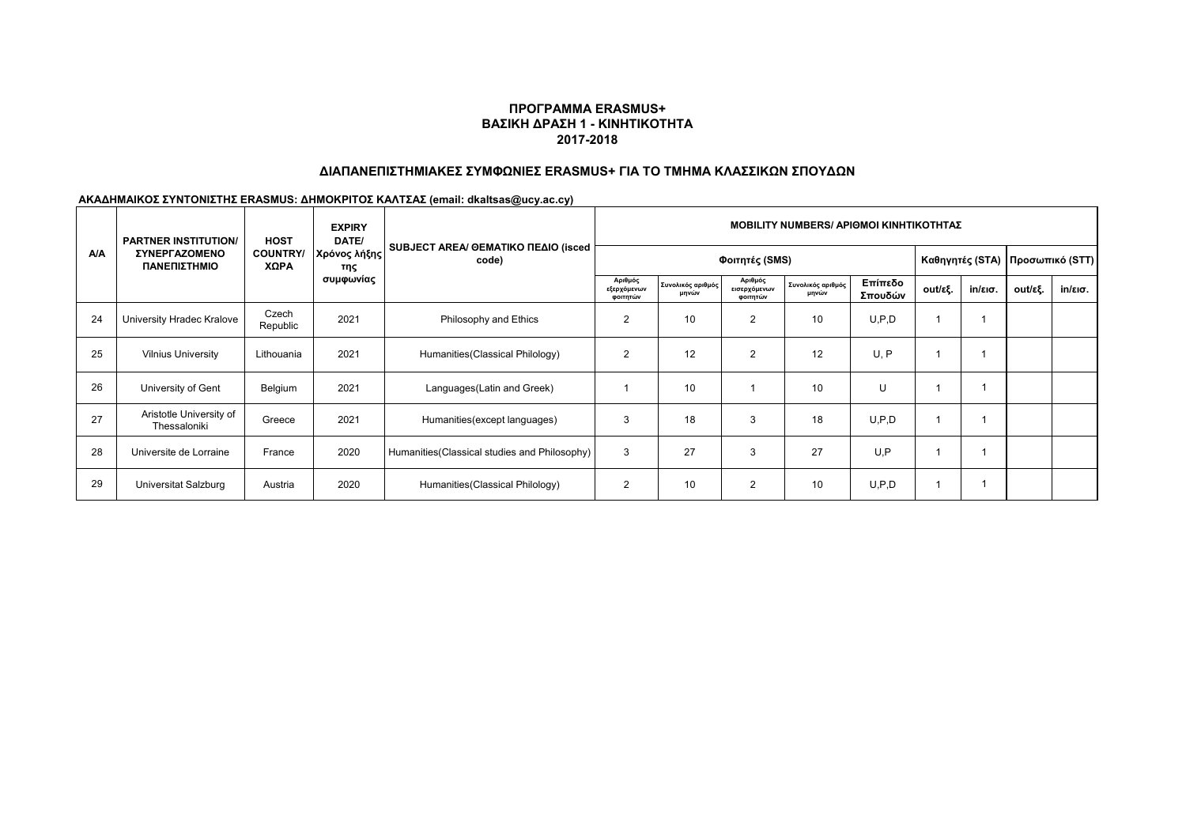**ΠΡΟΓΡΑΜΜΑ ERASMUS+**
**ΒΑΣΙΚΗ ΔΡΑΣΗ 1 - ΚΙΝΗΤΙΚΟΤΗΤΑ**
**2017-2018**

## ΔΙΑΠΑΝΕΠΙΣΤΗΜΙΑΚΕΣ ΣΥΜΦΩΝΙΕΣ ERASMUS+ ΓΙΑ ΤΟ ΤΜΗΜΑ ΚΛΑΣΣΙΚΩΝ ΣΠΟΥΔΩΝ

**ΑΚΑΔΗΜΑΙΚΟΣ ΣΥΝΤΟΝΙΣΤΗΣ ERASMUS: ΔΗΜΟΚΡΙΤΟΣ ΚΑΛΤΣΑΣ (email: dkaltsas@ucy.ac.cy)**

| A/A | PARTNER INSTITUTION/ ΣΥΝΕΡΓΑΖΟΜΕΝΟ ΠΑΝΕΠΙΣΤΗΜΙΟ | HOST COUNTRY/ ΧΩΡΑ | EXPIRY DATE/ Χρόνος λήξης της συμφωνίας | SUBJECT AREA/ ΘΕΜΑΤΙΚΟ ΠΕΔΙΟ (isced code) | MOBILITY NUMBERS/ ΑΡΙΘΜΟΙ ΚΙΝΗΤΙΚΟΤΗΤΑΣ | | | | | | | | |
|---|---|---|---|---|---|---|---|---|---|---|---|---|---|
| | | | | | Φοιτητές (SMS) | | | | | Καθηγητές (STA) | | Προσωπικό (STT) | |
| | | | | | Αριθμός εξερχόμενων φοιτητών | Συνολικός αριθμός μηνών | Αριθμός εισερχόμενων φοιτητών | Συνολικός αριθμός μηνών | Επίπεδο Σπουδών | out/εξ. | in/εισ. | out/εξ. | in/εισ. |
| 24 | University Hradec Kralove | Czech Republic | 2021 | Philosophy and Ethics | 2 | 10 | 2 | 10 | U,P,D | 1 | 1 | | |
| 25 | Vilnius University | Lithouania | 2021 | Humanities(Classical Philology) | 2 | 12 | 2 | 12 | U, P | 1 | 1 | | |
| 26 | University of Gent | Belgium | 2021 | Languages(Latin and Greek) | 1 | 10 | 1 | 10 | U | 1 | 1 | | |
| 27 | Aristotle University of Thessaloniki | Greece | 2021 | Humanities(except languages) | 3 | 18 | 3 | 18 | U,P,D | 1 | 1 | | |
| 28 | Universite de Lorraine | France | 2020 | Humanities(Classical studies and Philosophy) | 3 | 27 | 3 | 27 | U,P | 1 | 1 | | |
| 29 | Universitat Salzburg | Austria | 2020 | Humanities(Classical Philology) | 2 | 10 | 2 | 10 | U,P,D | 1 | 1 | | |